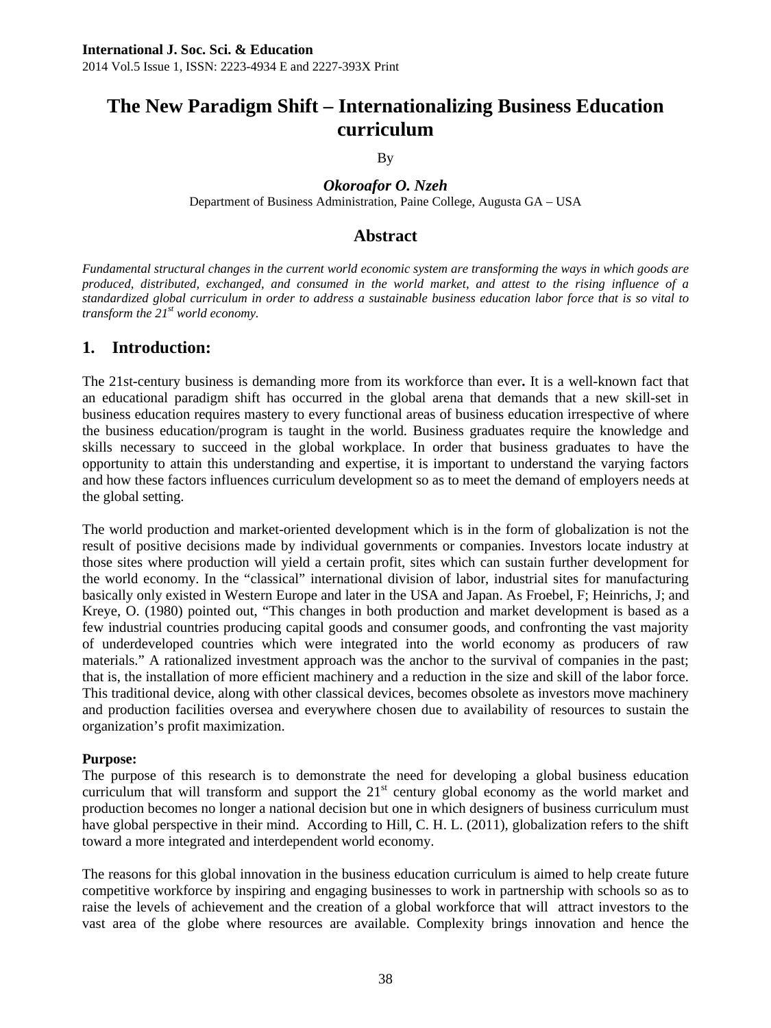# The New Paradigm Shift – Internationalizing Business Education curriculum

By

***Okoroafor O. Nzeh***

Department of Business Administration, Paine College, Augusta GA – USA

## Abstract

*Fundamental structural changes in the current world economic system are transforming the ways in which goods are produced, distributed, exchanged, and consumed in the world market, and attest to the rising influence of a standardized global curriculum in order to address a sustainable business education labor force that is so vital to transform the 21st world economy.*

## 1. Introduction:

The 21st-century business is demanding more from its workforce than ever**.** It is a well-known fact that an educational paradigm shift has occurred in the global arena that demands that a new skill-set in business education requires mastery to every functional areas of business education irrespective of where the business education/program is taught in the world. Business graduates require the knowledge and skills necessary to succeed in the global workplace. In order that business graduates to have the opportunity to attain this understanding and expertise, it is important to understand the varying factors and how these factors influences curriculum development so as to meet the demand of employers needs at the global setting.

The world production and market-oriented development which is in the form of globalization is not the result of positive decisions made by individual governments or companies. Investors locate industry at those sites where production will yield a certain profit, sites which can sustain further development for the world economy. In the "classical" international division of labor, industrial sites for manufacturing basically only existed in Western Europe and later in the USA and Japan. As Froebel, F; Heinrichs, J; and Kreye, O. (1980) pointed out, "This changes in both production and market development is based as a few industrial countries producing capital goods and consumer goods, and confronting the vast majority of underdeveloped countries which were integrated into the world economy as producers of raw materials." A rationalized investment approach was the anchor to the survival of companies in the past; that is, the installation of more efficient machinery and a reduction in the size and skill of the labor force. This traditional device, along with other classical devices, becomes obsolete as investors move machinery and production facilities oversea and everywhere chosen due to availability of resources to sustain the organization's profit maximization.

**Purpose:**

The purpose of this research is to demonstrate the need for developing a global business education curriculum that will transform and support the 21st century global economy as the world market and production becomes no longer a national decision but one in which designers of business curriculum must have global perspective in their mind. According to Hill, C. H. L. (2011), globalization refers to the shift toward a more integrated and interdependent world economy.

The reasons for this global innovation in the business education curriculum is aimed to help create future competitive workforce by inspiring and engaging businesses to work in partnership with schools so as to raise the levels of achievement and the creation of a global workforce that will attract investors to the vast area of the globe where resources are available. Complexity brings innovation and hence the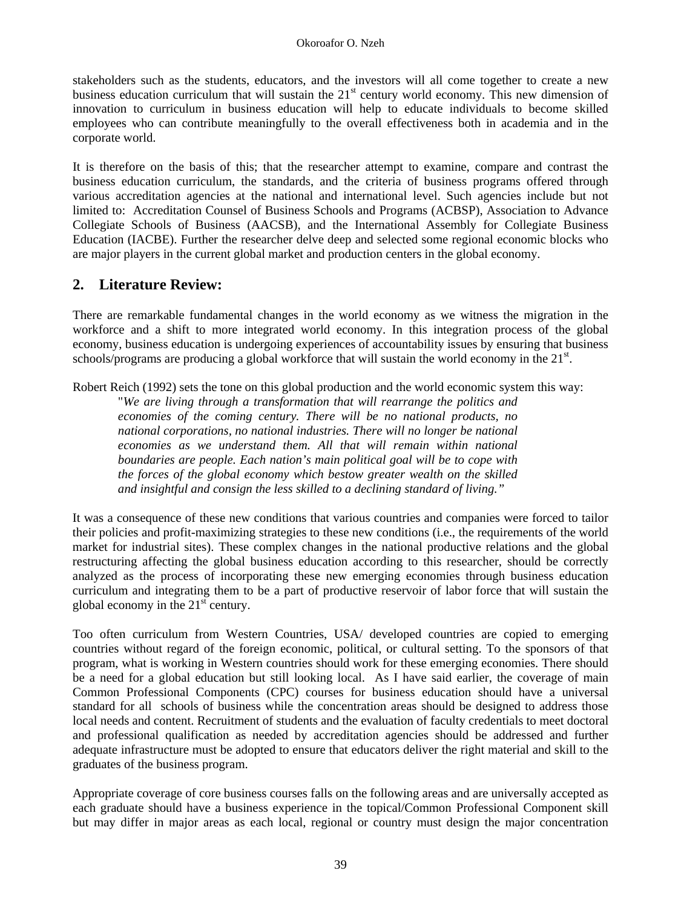stakeholders such as the students, educators, and the investors will all come together to create a new business education curriculum that will sustain the 21st century world economy. This new dimension of innovation to curriculum in business education will help to educate individuals to become skilled employees who can contribute meaningfully to the overall effectiveness both in academia and in the corporate world.

It is therefore on the basis of this; that the researcher attempt to examine, compare and contrast the business education curriculum, the standards, and the criteria of business programs offered through various accreditation agencies at the national and international level. Such agencies include but not limited to: Accreditation Counsel of Business Schools and Programs (ACBSP), Association to Advance Collegiate Schools of Business (AACSB), and the International Assembly for Collegiate Business Education (IACBE). Further the researcher delve deep and selected some regional economic blocks who are major players in the current global market and production centers in the global economy.

## 2. Literature Review:

There are remarkable fundamental changes in the world economy as we witness the migration in the workforce and a shift to more integrated world economy. In this integration process of the global economy, business education is undergoing experiences of accountability issues by ensuring that business schools/programs are producing a global workforce that will sustain the world economy in the 21st.

Robert Reich (1992) sets the tone on this global production and the world economic system this way:

> "*We are living through a transformation that will rearrange the politics and economies of the coming century. There will be no national products, no national corporations, no national industries. There will no longer be national economies as we understand them. All that will remain within national boundaries are people. Each nation's main political goal will be to cope with the forces of the global economy which bestow greater wealth on the skilled and insightful and consign the less skilled to a declining standard of living.*"

It was a consequence of these new conditions that various countries and companies were forced to tailor their policies and profit-maximizing strategies to these new conditions (i.e., the requirements of the world market for industrial sites). These complex changes in the national productive relations and the global restructuring affecting the global business education according to this researcher, should be correctly analyzed as the process of incorporating these new emerging economies through business education curriculum and integrating them to be a part of productive reservoir of labor force that will sustain the global economy in the 21st century.

Too often curriculum from Western Countries, USA/ developed countries are copied to emerging countries without regard of the foreign economic, political, or cultural setting. To the sponsors of that program, what is working in Western countries should work for these emerging economies. There should be a need for a global education but still looking local. As I have said earlier, the coverage of main Common Professional Components (CPC) courses for business education should have a universal standard for all schools of business while the concentration areas should be designed to address those local needs and content. Recruitment of students and the evaluation of faculty credentials to meet doctoral and professional qualification as needed by accreditation agencies should be addressed and further adequate infrastructure must be adopted to ensure that educators deliver the right material and skill to the graduates of the business program.

Appropriate coverage of core business courses falls on the following areas and are universally accepted as each graduate should have a business experience in the topical/Common Professional Component skill but may differ in major areas as each local, regional or country must design the major concentration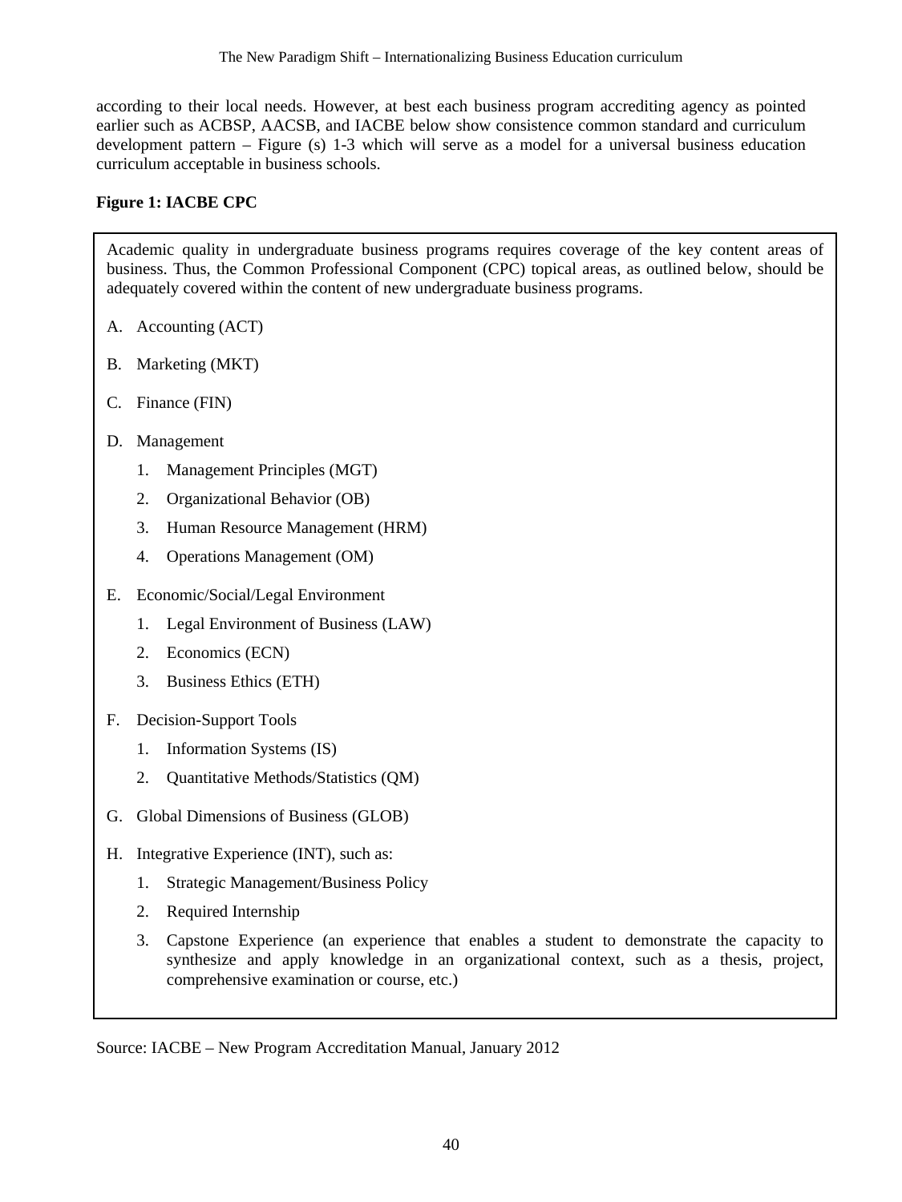according to their local needs. However, at best each business program accrediting agency as pointed earlier such as ACBSP, AACSB, and IACBE below show consistence common standard and curriculum development pattern – Figure (s) 1-3 which will serve as a model for a universal business education curriculum acceptable in business schools.

**Figure 1: IACBE CPC**

Academic quality in undergraduate business programs requires coverage of the key content areas of business. Thus, the Common Professional Component (CPC) topical areas, as outlined below, should be adequately covered within the content of new undergraduate business programs.

A. Accounting (ACT)

B. Marketing (MKT)

C. Finance (FIN)

D. Management
   1. Management Principles (MGT)
   2. Organizational Behavior (OB)
   3. Human Resource Management (HRM)
   4. Operations Management (OM)

E. Economic/Social/Legal Environment
   1. Legal Environment of Business (LAW)
   2. Economics (ECN)
   3. Business Ethics (ETH)

F. Decision-Support Tools
   1. Information Systems (IS)
   2. Quantitative Methods/Statistics (QM)

G. Global Dimensions of Business (GLOB)

H. Integrative Experience (INT), such as:
   1. Strategic Management/Business Policy
   2. Required Internship
   3. Capstone Experience (an experience that enables a student to demonstrate the capacity to synthesize and apply knowledge in an organizational context, such as a thesis, project, comprehensive examination or course, etc.)

Source: IACBE – New Program Accreditation Manual, January 2012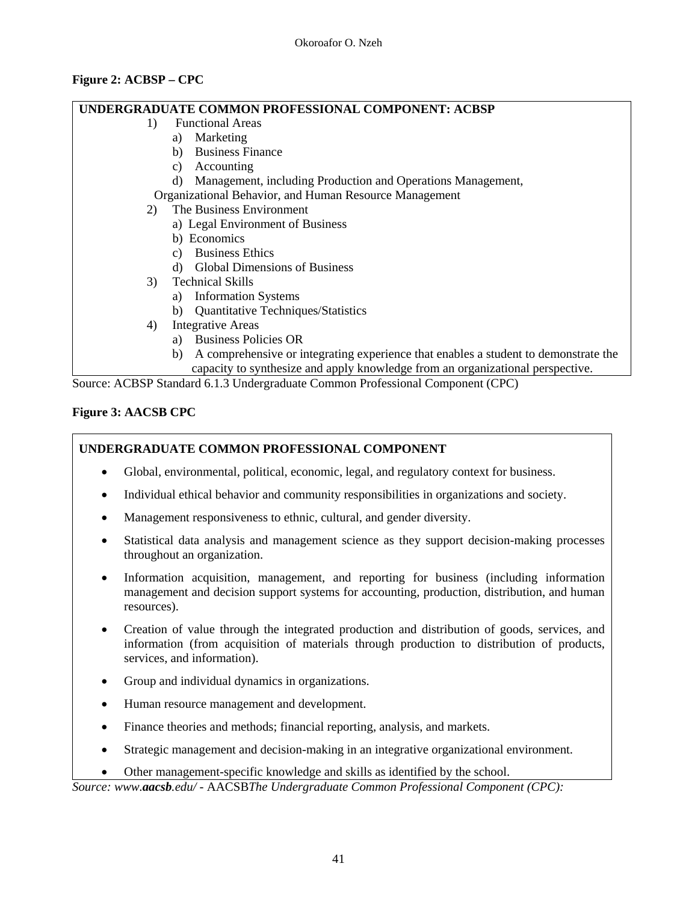**Figure 2: ACBSP – CPC**

**UNDERGRADUATE COMMON PROFESSIONAL COMPONENT: ACBSP**

1) Functional Areas
   a) Marketing
   b) Business Finance
   c) Accounting
   d) Management, including Production and Operations Management, Organizational Behavior, and Human Resource Management
2) The Business Environment
   a) Legal Environment of Business
   b) Economics
   c) Business Ethics
   d) Global Dimensions of Business
3) Technical Skills
   a) Information Systems
   b) Quantitative Techniques/Statistics
4) Integrative Areas
   a) Business Policies OR
   b) A comprehensive or integrating experience that enables a student to demonstrate the capacity to synthesize and apply knowledge from an organizational perspective.

Source: ACBSP Standard 6.1.3 Undergraduate Common Professional Component (CPC)

**Figure 3: AACSB CPC**

**UNDERGRADUATE COMMON PROFESSIONAL COMPONENT**

- Global, environmental, political, economic, legal, and regulatory context for business.
- Individual ethical behavior and community responsibilities in organizations and society.
- Management responsiveness to ethnic, cultural, and gender diversity.
- Statistical data analysis and management science as they support decision-making processes throughout an organization.
- Information acquisition, management, and reporting for business (including information management and decision support systems for accounting, production, distribution, and human resources).
- Creation of value through the integrated production and distribution of goods, services, and information (from acquisition of materials through production to distribution of products, services, and information).
- Group and individual dynamics in organizations.
- Human resource management and development.
- Finance theories and methods; financial reporting, analysis, and markets.
- Strategic management and decision-making in an integrative organizational environment.
- Other management-specific knowledge and skills as identified by the school.

*Source: www.**aacsb**.edu/* - AACSB*The Undergraduate Common Professional Component (CPC):*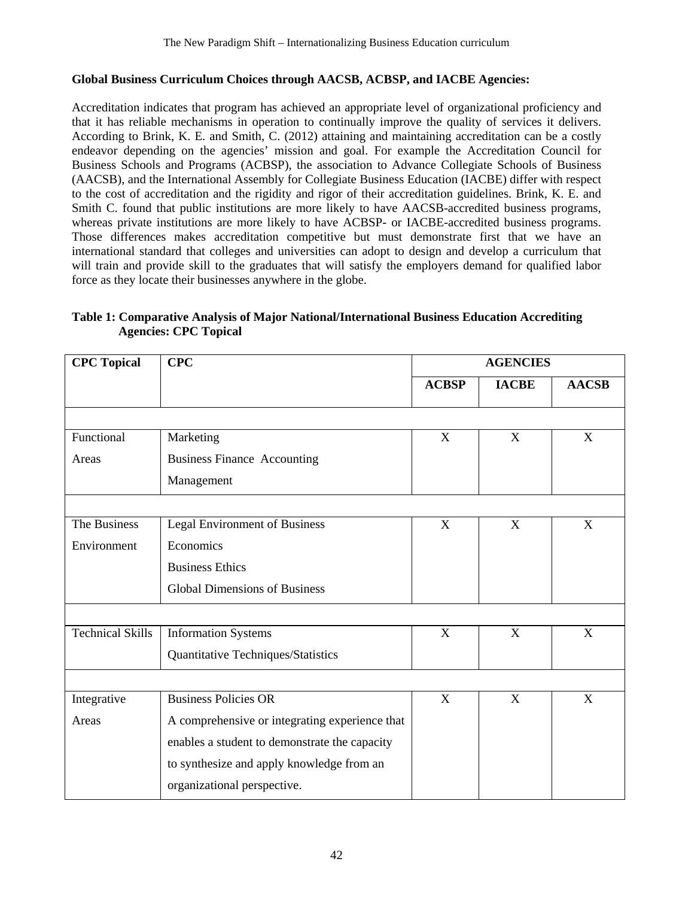**Global Business Curriculum Choices through AACSB, ACBSP, and IACBE Agencies:**

Accreditation indicates that program has achieved an appropriate level of organizational proficiency and that it has reliable mechanisms in operation to continually improve the quality of services it delivers. According to Brink, K. E. and Smith, C. (2012) attaining and maintaining accreditation can be a costly endeavor depending on the agencies' mission and goal. For example the Accreditation Council for Business Schools and Programs (ACBSP), the association to Advance Collegiate Schools of Business (AACSB), and the International Assembly for Collegiate Business Education (IACBE) differ with respect to the cost of accreditation and the rigidity and rigor of their accreditation guidelines. Brink, K. E. and Smith C. found that public institutions are more likely to have AACSB-accredited business programs, whereas private institutions are more likely to have ACBSP- or IACBE-accredited business programs. Those differences makes accreditation competitive but must demonstrate first that we have an international standard that colleges and universities can adopt to design and develop a curriculum that will train and provide skill to the graduates that will satisfy the employers demand for qualified labor force as they locate their businesses anywhere in the globe.

**Table 1: Comparative Analysis of Major National/International Business Education Accrediting Agencies: CPC Topical**

| CPC Topical | CPC | AGENCIES | | |
|---|---|---|---|---|
| | | ACBSP | IACBE | AACSB |
| Functional Areas | Marketing<br>Business Finance Accounting<br>Management | X | X | X |
| The Business Environment | Legal Environment of Business<br>Economics<br>Business Ethics<br>Global Dimensions of Business | X | X | X |
| Technical Skills | Information Systems<br>Quantitative Techniques/Statistics | X | X | X |
| Integrative Areas | Business Policies OR<br>A comprehensive or integrating experience that enables a student to demonstrate the capacity to synthesize and apply knowledge from an organizational perspective. | X | X | X |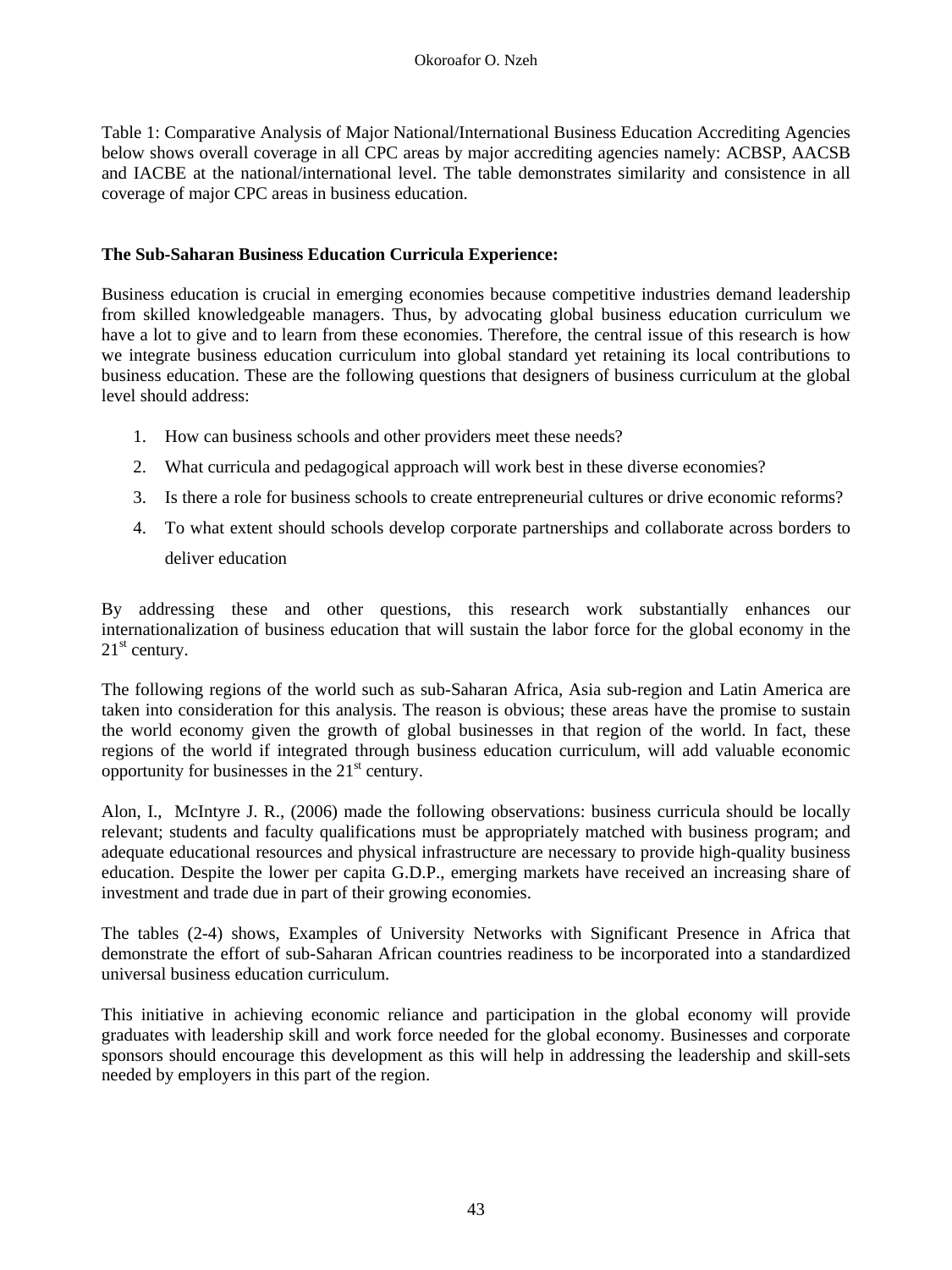Table 1: Comparative Analysis of Major National/International Business Education Accrediting Agencies below shows overall coverage in all CPC areas by major accrediting agencies namely: ACBSP, AACSB and IACBE at the national/international level. The table demonstrates similarity and consistence in all coverage of major CPC areas in business education.

**The Sub-Saharan Business Education Curricula Experience:**

Business education is crucial in emerging economies because competitive industries demand leadership from skilled knowledgeable managers. Thus, by advocating global business education curriculum we have a lot to give and to learn from these economies. Therefore, the central issue of this research is how we integrate business education curriculum into global standard yet retaining its local contributions to business education. These are the following questions that designers of business curriculum at the global level should address:

1. How can business schools and other providers meet these needs?
2. What curricula and pedagogical approach will work best in these diverse economies?
3. Is there a role for business schools to create entrepreneurial cultures or drive economic reforms?
4. To what extent should schools develop corporate partnerships and collaborate across borders to deliver education

By addressing these and other questions, this research work substantially enhances our internationalization of business education that will sustain the labor force for the global economy in the 21st century.

The following regions of the world such as sub-Saharan Africa, Asia sub-region and Latin America are taken into consideration for this analysis. The reason is obvious; these areas have the promise to sustain the world economy given the growth of global businesses in that region of the world. In fact, these regions of the world if integrated through business education curriculum, will add valuable economic opportunity for businesses in the 21st century.

Alon, I., McIntyre J. R., (2006) made the following observations: business curricula should be locally relevant; students and faculty qualifications must be appropriately matched with business program; and adequate educational resources and physical infrastructure are necessary to provide high-quality business education. Despite the lower per capita G.D.P., emerging markets have received an increasing share of investment and trade due in part of their growing economies.

The tables (2-4) shows, Examples of University Networks with Significant Presence in Africa that demonstrate the effort of sub-Saharan African countries readiness to be incorporated into a standardized universal business education curriculum.

This initiative in achieving economic reliance and participation in the global economy will provide graduates with leadership skill and work force needed for the global economy. Businesses and corporate sponsors should encourage this development as this will help in addressing the leadership and skill-sets needed by employers in this part of the region.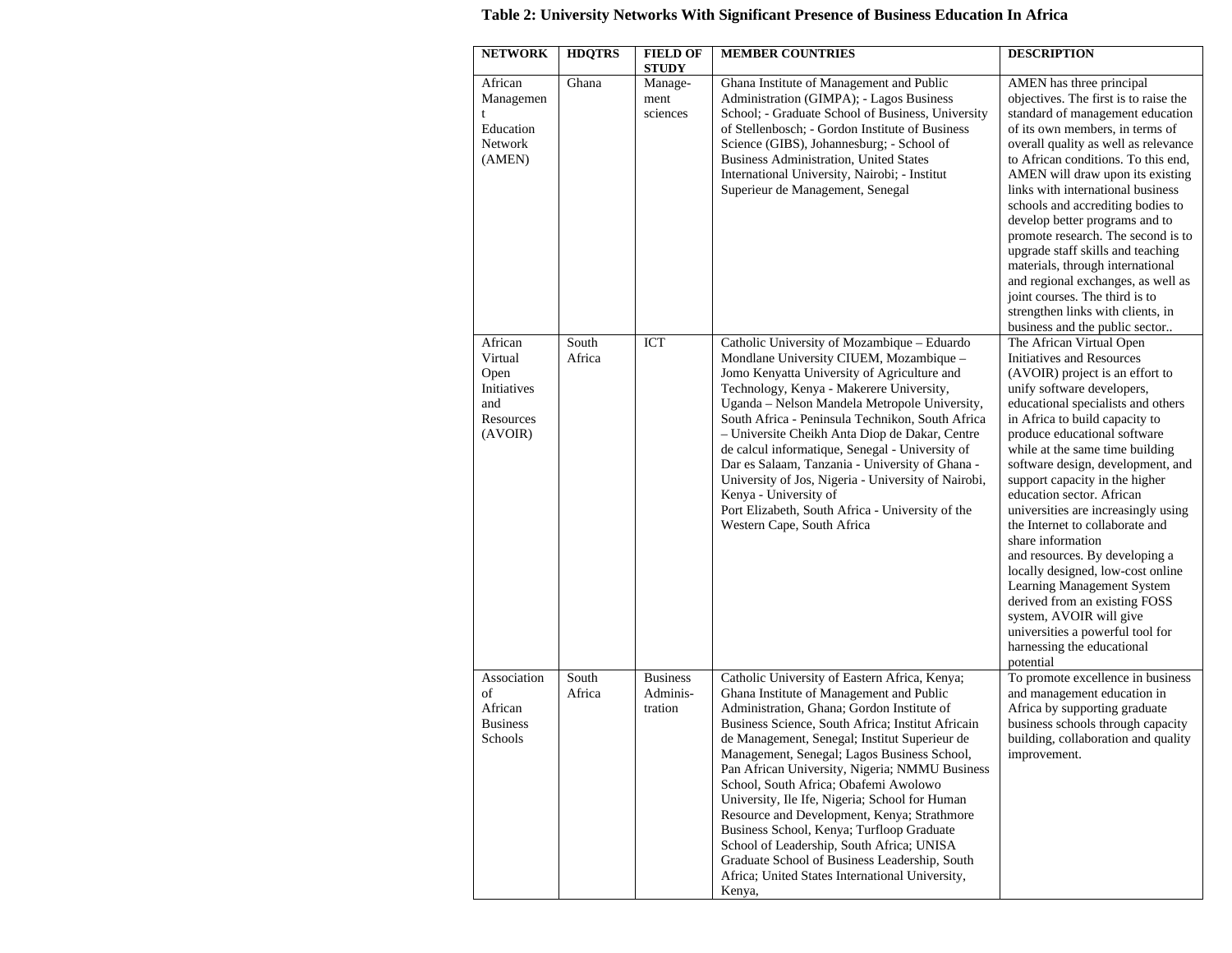**Table 2: University Networks With Significant Presence of Business Education In Africa**

| NETWORK | HDQTRS | FIELD OF STUDY | MEMBER COUNTRIES | DESCRIPTION |
|---|---|---|---|---|
| African Management Education Network (AMEN) | Ghana | Manage-ment sciences | Ghana Institute of Management and Public Administration (GIMPA); - Lagos Business School; - Graduate School of Business, University of Stellenbosch; - Gordon Institute of Business Science (GIBS), Johannesburg; - School of Business Administration, United States International University, Nairobi; - Institut Superieur de Management, Senegal | AMEN has three principal objectives. The first is to raise the standard of management education of its own members, in terms of overall quality as well as relevance to African conditions. To this end, AMEN will draw upon its existing links with international business schools and accrediting bodies to develop better programs and to promote research. The second is to upgrade staff skills and teaching materials, through international and regional exchanges, as well as joint courses. The third is to strengthen links with clients, in business and the public sector.. |
| African Virtual Open Initiatives and Resources (AVOIR) | South Africa | ICT | Catholic University of Mozambique – Eduardo Mondlane University CIUEM, Mozambique – Jomo Kenyatta University of Agriculture and Technology, Kenya - Makerere University, Uganda – Nelson Mandela Metropole University, South Africa - Peninsula Technikon, South Africa – Universite Cheikh Anta Diop de Dakar, Centre de calcul informatique, Senegal - University of Dar es Salaam, Tanzania - University of Ghana - University of Jos, Nigeria - University of Nairobi, Kenya - University of Port Elizabeth, South Africa - University of the Western Cape, South Africa | The African Virtual Open Initiatives and Resources (AVOIR) project is an effort to unify software developers, educational specialists and others in Africa to build capacity to produce educational software while at the same time building software design, development, and support capacity in the higher education sector. African universities are increasingly using the Internet to collaborate and share information and resources. By developing a locally designed, low-cost online Learning Management System derived from an existing FOSS system, AVOIR will give universities a powerful tool for harnessing the educational potential |
| Association of African Business Schools | South Africa | Business Adminis-tration | Catholic University of Eastern Africa, Kenya; Ghana Institute of Management and Public Administration, Ghana; Gordon Institute of Business Science, South Africa; Institut Africain de Management, Senegal; Institut Superieur de Management, Senegal; Lagos Business School, Pan African University, Nigeria; NMMU Business School, South Africa; Obafemi Awolowo University, Ile Ife, Nigeria; School for Human Resource and Development, Kenya; Strathmore Business School, Kenya; Turfloop Graduate School of Leadership, South Africa; UNISA Graduate School of Business Leadership, South Africa; United States International University, Kenya, | To promote excellence in business and management education in Africa by supporting graduate business schools through capacity building, collaboration and quality improvement. |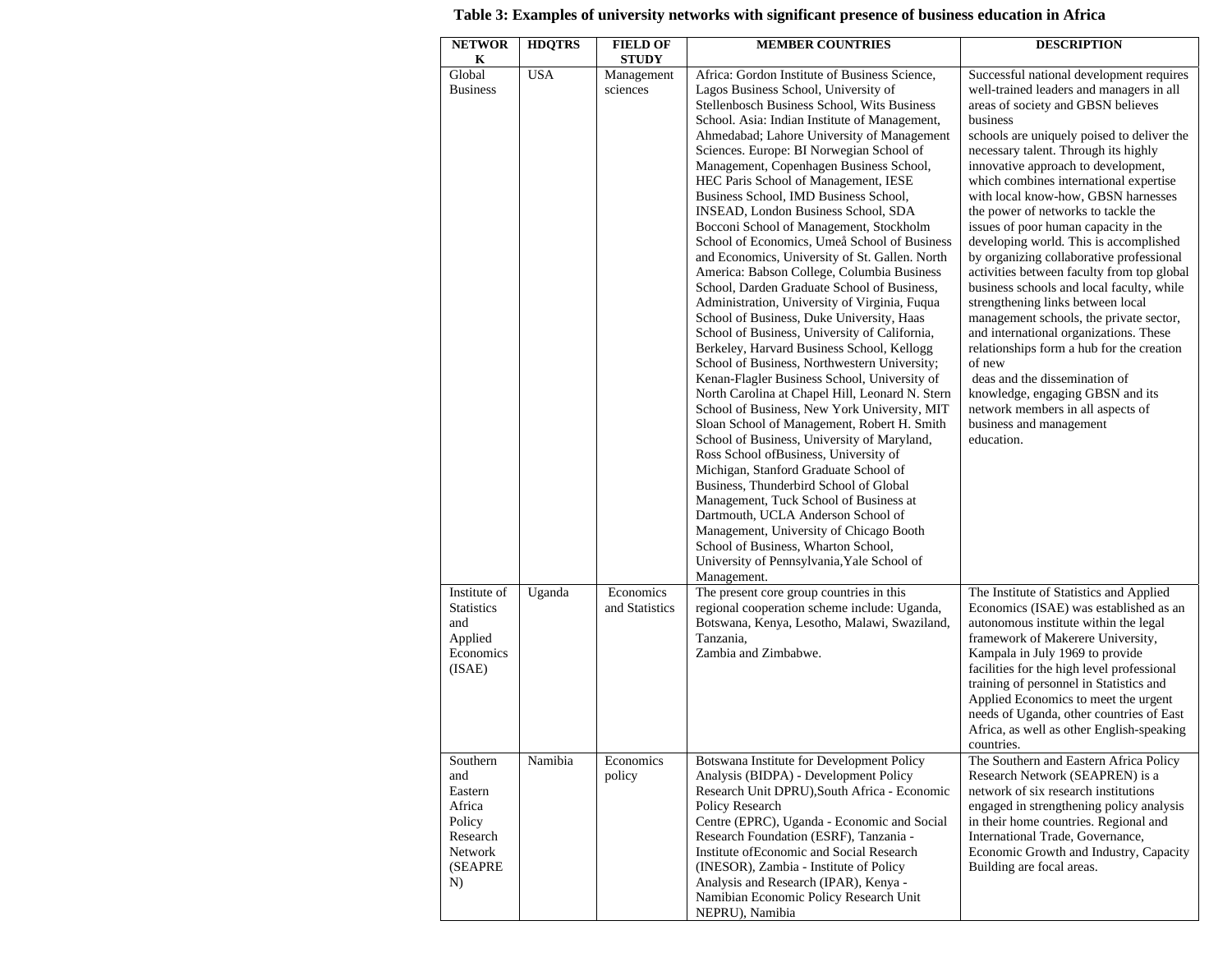**Table 3: Examples of university networks with significant presence of business education in Africa**

| NETWORK | HDQTRS | FIELD OF STUDY | MEMBER COUNTRIES | DESCRIPTION |
|---|---|---|---|---|
| Global Business | USA | Management sciences | Africa: Gordon Institute of Business Science, Lagos Business School, University of Stellenbosch Business School, Wits Business School. Asia: Indian Institute of Management, Ahmedabad; Lahore University of Management Sciences. Europe: BI Norwegian School of Management, Copenhagen Business School, HEC Paris School of Management, IESE Business School, IMD Business School, INSEAD, London Business School, SDA Bocconi School of Management, Stockholm School of Economics, Umeå School of Business and Economics, University of St. Gallen. North America: Babson College, Columbia Business School, Darden Graduate School of Business, Administration, University of Virginia, Fuqua School of Business, Duke University, Haas School of Business, University of California, Berkeley, Harvard Business School, Kellogg School of Business, Northwestern University; Kenan-Flagler Business School, University of North Carolina at Chapel Hill, Leonard N. Stern School of Business, New York University, MIT Sloan School of Management, Robert H. Smith School of Business, University of Maryland, Ross School ofBusiness, University of Michigan, Stanford Graduate School of Business, Thunderbird School of Global Management, Tuck School of Business at Dartmouth, UCLA Anderson School of Management, University of Chicago Booth School of Business, Wharton School, University of Pennsylvania,Yale School of Management. | Successful national development requires well-trained leaders and managers in all areas of society and GBSN believes business schools are uniquely poised to deliver the necessary talent. Through its highly innovative approach to development, which combines international expertise with local know-how, GBSN harnesses the power of networks to tackle the issues of poor human capacity in the developing world. This is accomplished by organizing collaborative professional activities between faculty from top global business schools and local faculty, while strengthening links between local management schools, the private sector, and international organizations. These relationships form a hub for the creation of new deas and the dissemination of knowledge, engaging GBSN and its network members in all aspects of business and management education. |
| Institute of Statistics and Applied Economics (ISAE) | Uganda | Economics and Statistics | The present core group countries in this regional cooperation scheme include: Uganda, Botswana, Kenya, Lesotho, Malawi, Swaziland, Tanzania, Zambia and Zimbabwe. | The Institute of Statistics and Applied Economics (ISAE) was established as an autonomous institute within the legal framework of Makerere University, Kampala in July 1969 to provide facilities for the high level professional training of personnel in Statistics and Applied Economics to meet the urgent needs of Uganda, other countries of East Africa, as well as other English-speaking countries. |
| Southern and Eastern Africa Policy Research Network (SEAPREN) | Namibia | Economics policy | Botswana Institute for Development Policy Analysis (BIDPA) - Development Policy Research Unit DPRU),South Africa - Economic Policy Research Centre (EPRC), Uganda - Economic and Social Research Foundation (ESRF), Tanzania - Institute ofEconomic and Social Research (INESOR), Zambia - Institute of Policy Analysis and Research (IPAR), Kenya - Namibian Economic Policy Research Unit NEPRU), Namibia | The Southern and Eastern Africa Policy Research Network (SEAPREN) is a network of six research institutions engaged in strengthening policy analysis in their home countries. Regional and International Trade, Governance, Economic Growth and Industry, Capacity Building are focal areas. |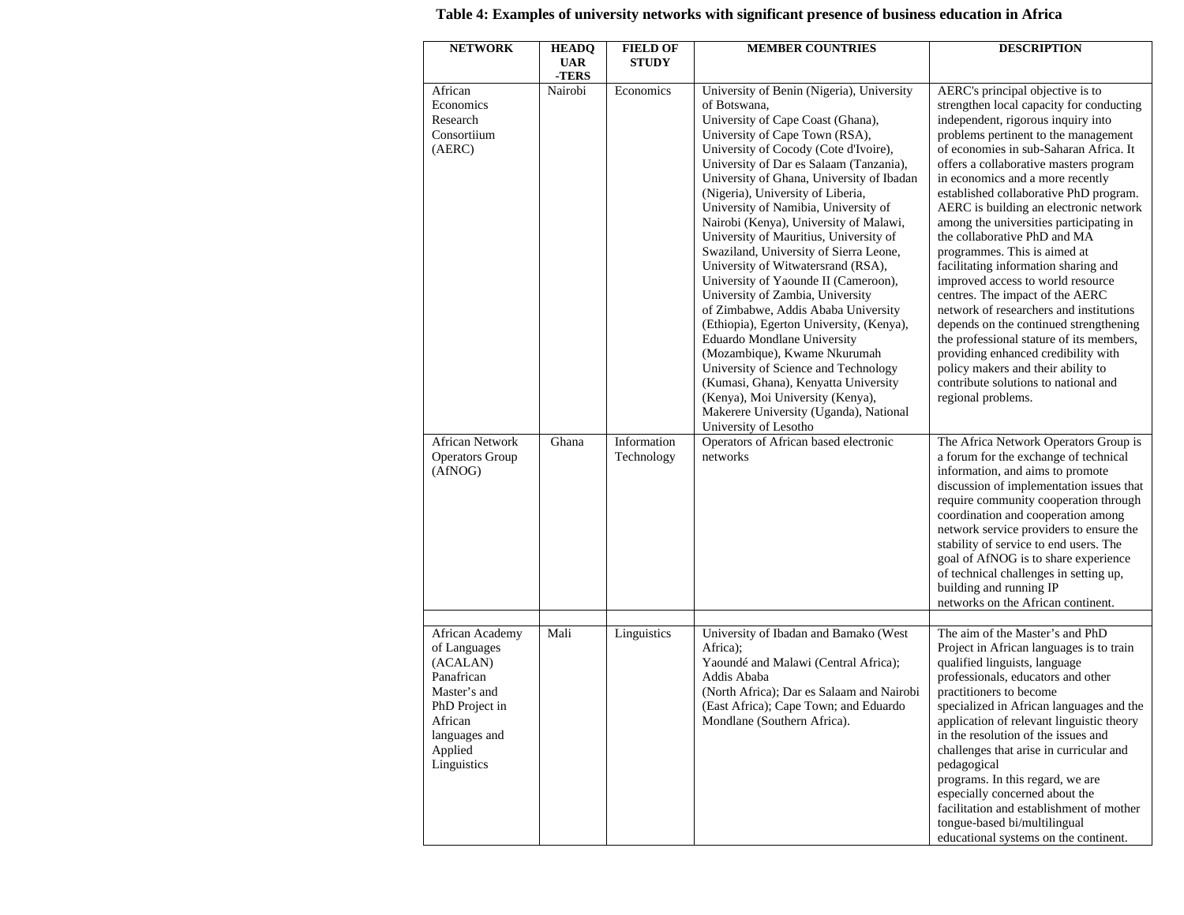**Table 4: Examples of university networks with significant presence of business education in Africa**

| NETWORK | HEADQUARTERS | FIELD OF STUDY | MEMBER COUNTRIES | DESCRIPTION |
|---|---|---|---|---|
| African Economics Research Consortiium (AERC) | Nairobi | Economics | University of Benin (Nigeria), University of Botswana, University of Cape Coast (Ghana), University of Cape Town (RSA), University of Cocody (Cote d'Ivoire), University of Dar es Salaam (Tanzania), University of Ghana, University of Ibadan (Nigeria), University of Liberia, University of Namibia, University of Nairobi (Kenya), University of Malawi, University of Mauritius, University of Swaziland, University of Sierra Leone, University of Witwatersrand (RSA), University of Yaounde II (Cameroon), University of Zambia, University of Zimbabwe, Addis Ababa University (Ethiopia), Egerton University, (Kenya), Eduardo Mondlane University (Mozambique), Kwame Nkurumah University of Science and Technology (Kumasi, Ghana), Kenyatta University (Kenya), Moi University (Kenya), Makerere University (Uganda), National University of Lesotho | AERC's principal objective is to strengthen local capacity for conducting independent, rigorous inquiry into problems pertinent to the management of economies in sub-Saharan Africa. It offers a collaborative masters program in economics and a more recently established collaborative PhD program. AERC is building an electronic network among the universities participating in the collaborative PhD and MA programmes. This is aimed at facilitating information sharing and improved access to world resource centres. The impact of the AERC network of researchers and institutions depends on the continued strengthening the professional stature of its members, providing enhanced credibility with policy makers and their ability to contribute solutions to national and regional problems. |
| African Network Operators Group (AfNOG) | Ghana | Information Technology | Operators of African based electronic networks | The Africa Network Operators Group is a forum for the exchange of technical information, and aims to promote discussion of implementation issues that require community cooperation through coordination and cooperation among network service providers to ensure the stability of service to end users. The goal of AfNOG is to share experience of technical challenges in setting up, building and running IP networks on the African continent. |
| | | | | |
| African Academy of Languages (ACALAN) Panafrican Master's and PhD Project in African languages and Applied Linguistics | Mali | Linguistics | University of Ibadan and Bamako (West Africa); Yaoundé and Malawi (Central Africa); Addis Ababa (North Africa); Dar es Salaam and Nairobi (East Africa); Cape Town; and Eduardo Mondlane (Southern Africa). | The aim of the Master's and PhD Project in African languages is to train qualified linguists, language professionals, educators and other practitioners to become specialized in African languages and the application of relevant linguistic theory in the resolution of the issues and challenges that arise in curricular and pedagogical programs. In this regard, we are especially concerned about the facilitation and establishment of mother tongue-based bi/multilingual educational systems on the continent. |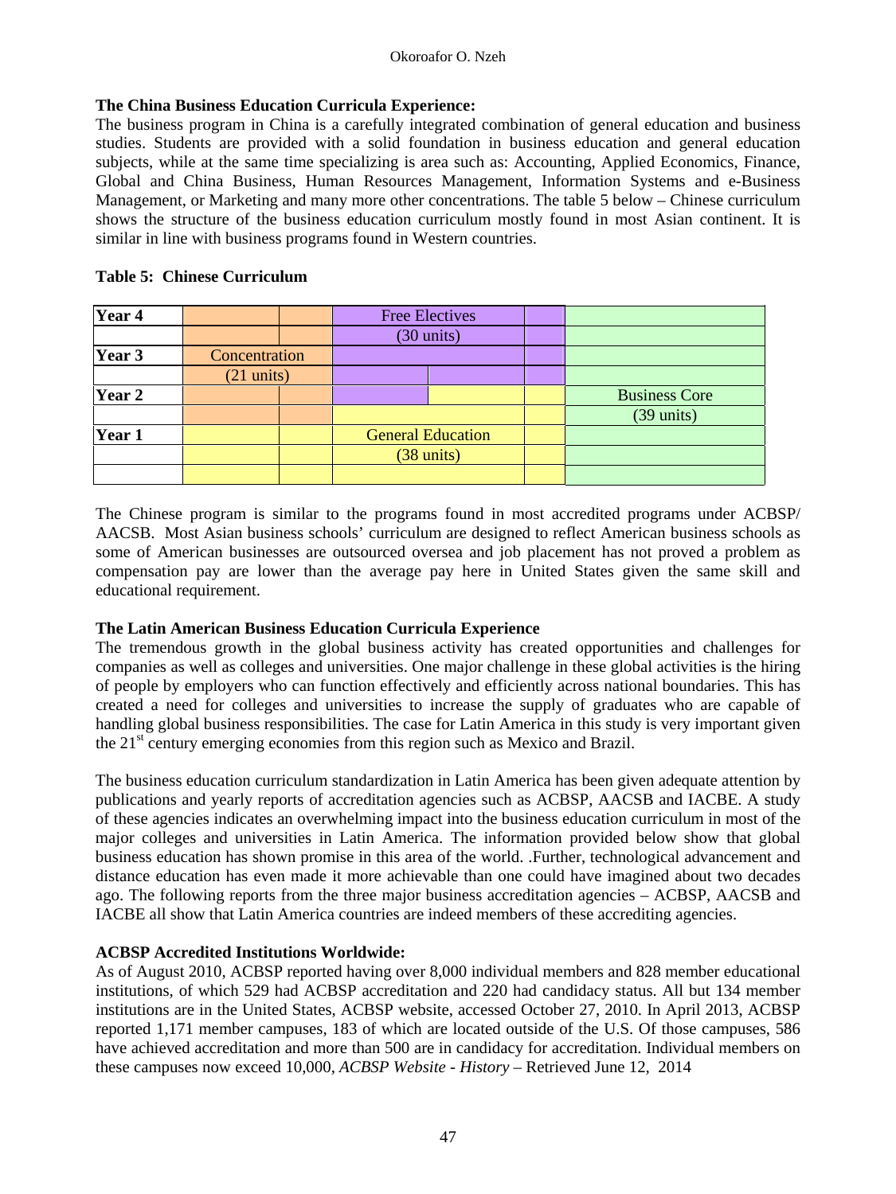**The China Business Education Curricula Experience:**

The business program in China is a carefully integrated combination of general education and business studies. Students are provided with a solid foundation in business education and general education subjects, while at the same time specializing is area such as: Accounting, Applied Economics, Finance, Global and China Business, Human Resources Management, Information Systems and e-Business Management, or Marketing and many more other concentrations. The table 5 below – Chinese curriculum shows the structure of the business education curriculum mostly found in most Asian continent. It is similar in line with business programs found in Western countries.

**Table 5: Chinese Curriculum**

| | | | | | | |
|---|---|---|---|---|---|---|
| **Year 4** | | | Free Electives | | | |
| | | | (30 units) | | | |
| **Year 3** | Concentration | | | | | |
| | (21 units) | | | | | |
| **Year 2** | | | | | | Business Core |
| | | | | | | (39 units) |
| **Year 1** | | | General Education | | | |
| | | | (38 units) | | | |
| | | | | | | |

The Chinese program is similar to the programs found in most accredited programs under ACBSP/ AACSB. Most Asian business schools' curriculum are designed to reflect American business schools as some of American businesses are outsourced oversea and job placement has not proved a problem as compensation pay are lower than the average pay here in United States given the same skill and educational requirement.

**The Latin American Business Education Curricula Experience**

The tremendous growth in the global business activity has created opportunities and challenges for companies as well as colleges and universities. One major challenge in these global activities is the hiring of people by employers who can function effectively and efficiently across national boundaries. This has created a need for colleges and universities to increase the supply of graduates who are capable of handling global business responsibilities. The case for Latin America in this study is very important given the 21st century emerging economies from this region such as Mexico and Brazil.

The business education curriculum standardization in Latin America has been given adequate attention by publications and yearly reports of accreditation agencies such as ACBSP, AACSB and IACBE. A study of these agencies indicates an overwhelming impact into the business education curriculum in most of the major colleges and universities in Latin America. The information provided below show that global business education has shown promise in this area of the world. .Further, technological advancement and distance education has even made it more achievable than one could have imagined about two decades ago. The following reports from the three major business accreditation agencies – ACBSP, AACSB and IACBE all show that Latin America countries are indeed members of these accrediting agencies.

**ACBSP Accredited Institutions Worldwide:**

As of August 2010, ACBSP reported having over 8,000 individual members and 828 member educational institutions, of which 529 had ACBSP accreditation and 220 had candidacy status. All but 134 member institutions are in the United States, ACBSP website, accessed October 27, 2010. In April 2013, ACBSP reported 1,171 member campuses, 183 of which are located outside of the U.S. Of those campuses, 586 have achieved accreditation and more than 500 are in candidacy for accreditation. Individual members on these campuses now exceed 10,000, *ACBSP Website - History* – Retrieved June 12, 2014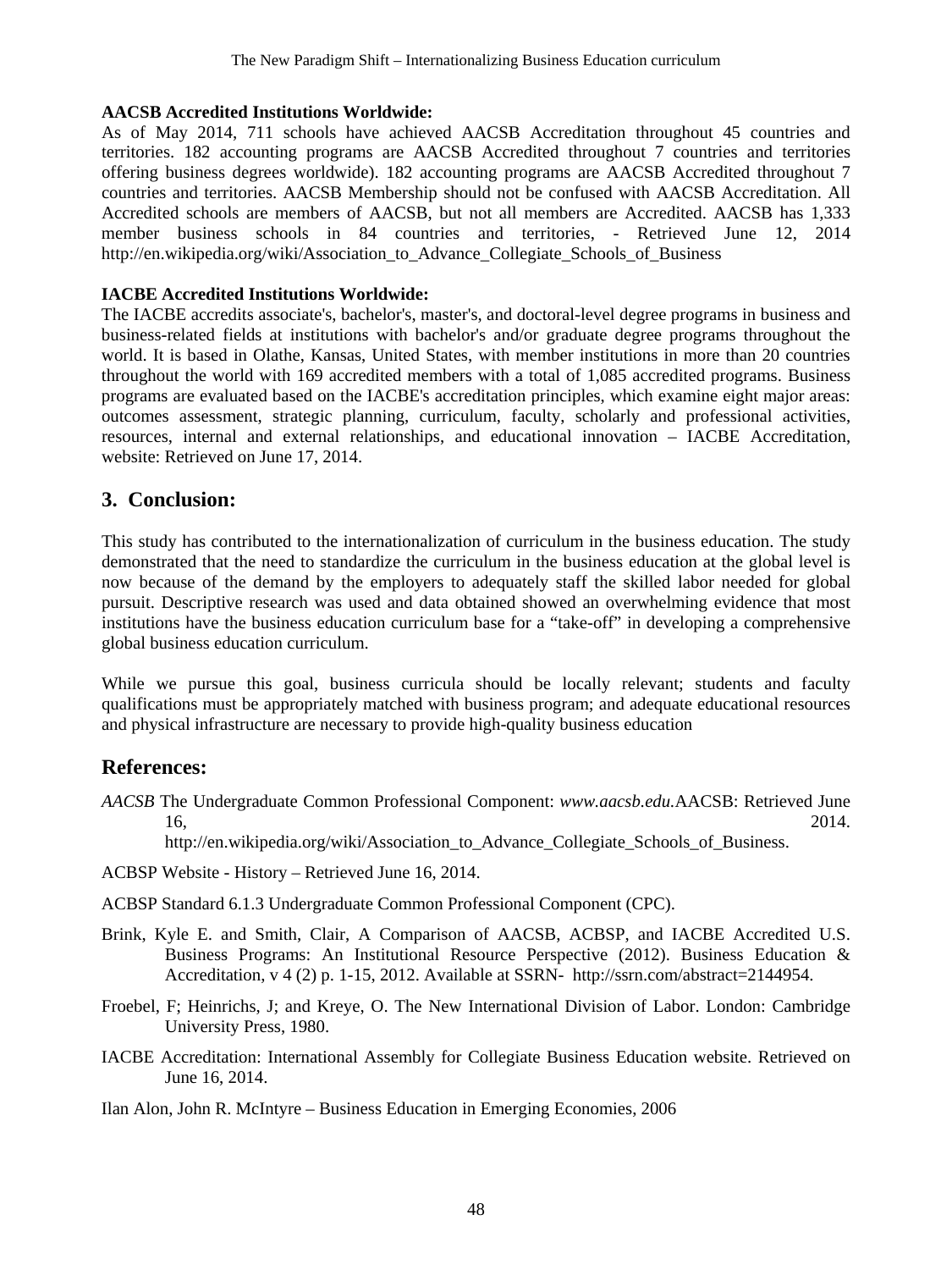**AACSB Accredited Institutions Worldwide:**

As of May 2014, 711 schools have achieved AACSB Accreditation throughout 45 countries and territories. 182 accounting programs are AACSB Accredited throughout 7 countries and territories offering business degrees worldwide). 182 accounting programs are AACSB Accredited throughout 7 countries and territories. AACSB Membership should not be confused with AACSB Accreditation. All Accredited schools are members of AACSB, but not all members are Accredited. AACSB has 1,333 member business schools in 84 countries and territories, - Retrieved June 12, 2014 http://en.wikipedia.org/wiki/Association_to_Advance_Collegiate_Schools_of_Business

**IACBE Accredited Institutions Worldwide:**

The IACBE accredits associate's, bachelor's, master's, and doctoral-level degree programs in business and business-related fields at institutions with bachelor's and/or graduate degree programs throughout the world. It is based in Olathe, Kansas, United States, with member institutions in more than 20 countries throughout the world with 169 accredited members with a total of 1,085 accredited programs. Business programs are evaluated based on the IACBE's accreditation principles, which examine eight major areas: outcomes assessment, strategic planning, curriculum, faculty, scholarly and professional activities, resources, internal and external relationships, and educational innovation – IACBE Accreditation, website: Retrieved on June 17, 2014.

## 3. Conclusion:

This study has contributed to the internationalization of curriculum in the business education. The study demonstrated that the need to standardize the curriculum in the business education at the global level is now because of the demand by the employers to adequately staff the skilled labor needed for global pursuit. Descriptive research was used and data obtained showed an overwhelming evidence that most institutions have the business education curriculum base for a "take-off" in developing a comprehensive global business education curriculum.

While we pursue this goal, business curricula should be locally relevant; students and faculty qualifications must be appropriately matched with business program; and adequate educational resources and physical infrastructure are necessary to provide high-quality business education

## References:

*AACSB* The Undergraduate Common Professional Component: *www.aacsb.edu.*AACSB: Retrieved June 16, 2014. http://en.wikipedia.org/wiki/Association_to_Advance_Collegiate_Schools_of_Business.

ACBSP Website - History – Retrieved June 16, 2014.

ACBSP Standard 6.1.3 Undergraduate Common Professional Component (CPC).

Brink, Kyle E. and Smith, Clair, A Comparison of AACSB, ACBSP, and IACBE Accredited U.S. Business Programs: An Institutional Resource Perspective (2012). Business Education & Accreditation, v 4 (2) p. 1-15, 2012. Available at SSRN- http://ssrn.com/abstract=2144954.

Froebel, F; Heinrichs, J; and Kreye, O. The New International Division of Labor. London: Cambridge University Press, 1980.

IACBE Accreditation: International Assembly for Collegiate Business Education website. Retrieved on June 16, 2014.

Ilan Alon, John R. McIntyre – Business Education in Emerging Economies, 2006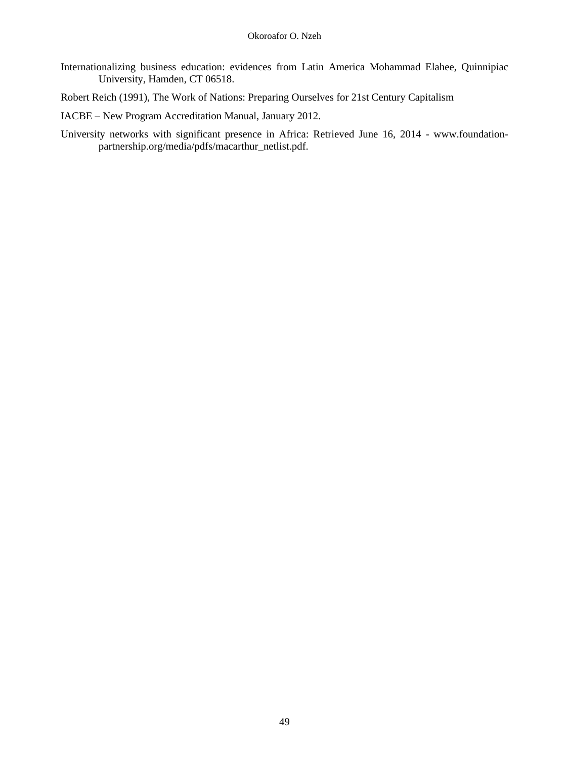Internationalizing business education: evidences from Latin America Mohammad Elahee, Quinnipiac University, Hamden, CT 06518.

Robert Reich (1991), The Work of Nations: Preparing Ourselves for 21st Century Capitalism

IACBE – New Program Accreditation Manual, January 2012.

University networks with significant presence in Africa: Retrieved June 16, 2014 - www.foundation-partnership.org/media/pdfs/macarthur_netlist.pdf.